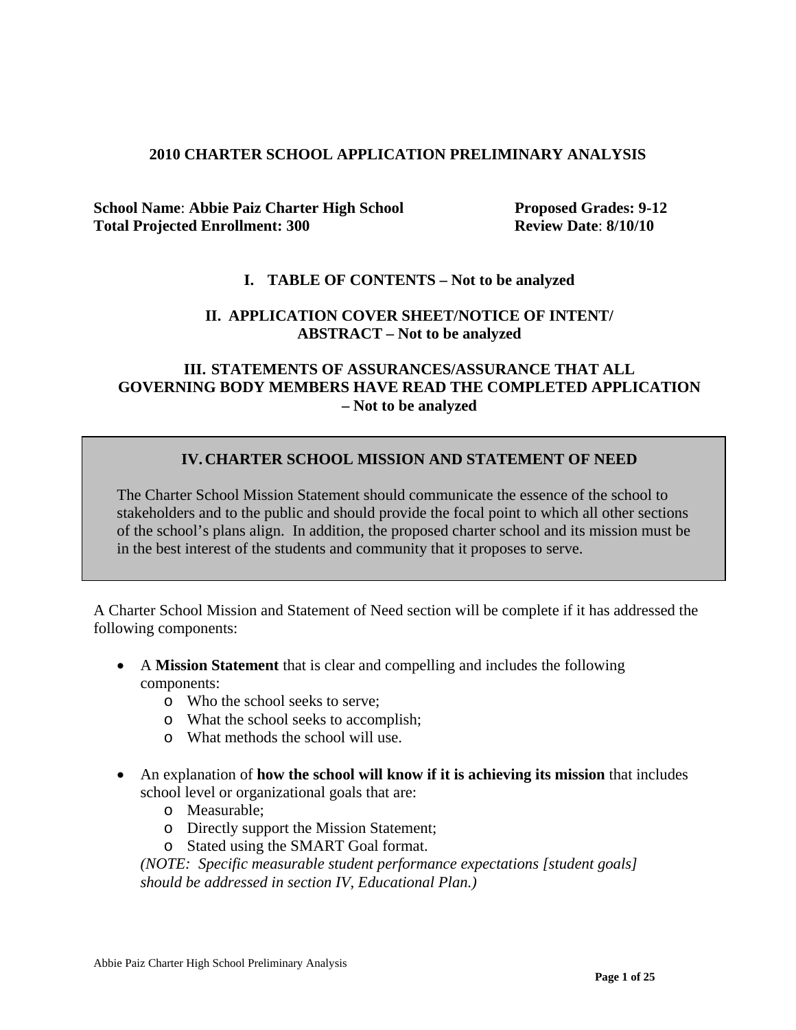# 2010 CHARTER SCHOOL APPLICATION PRELIMINARY ANALYSIS

**School Name**: **Abbie Paiz Charter High School**
**Proposed Grades: 9-12**
**Total Projected Enrollment: 300**
**Review Date**: **8/10/10**

## I. TABLE OF CONTENTS – Not to be analyzed

## II. APPLICATION COVER SHEET/NOTICE OF INTENT/ ABSTRACT – Not to be analyzed

## III. STATEMENTS OF ASSURANCES/ASSURANCE THAT ALL GOVERNING BODY MEMBERS HAVE READ THE COMPLETED APPLICATION – Not to be analyzed

## IV. CHARTER SCHOOL MISSION AND STATEMENT OF NEED

The Charter School Mission Statement should communicate the essence of the school to stakeholders and to the public and should provide the focal point to which all other sections of the school's plans align. In addition, the proposed charter school and its mission must be in the best interest of the students and community that it proposes to serve.

A Charter School Mission and Statement of Need section will be complete if it has addressed the following components:

- A **Mission Statement** that is clear and compelling and includes the following components:
  - Who the school seeks to serve;
  - What the school seeks to accomplish;
  - What methods the school will use.
- An explanation of **how the school will know if it is achieving its mission** that includes school level or organizational goals that are:
  - Measurable;
  - Directly support the Mission Statement;
  - Stated using the SMART Goal format.

  *(NOTE: Specific measurable student performance expectations [student goals] should be addressed in section IV, Educational Plan.)*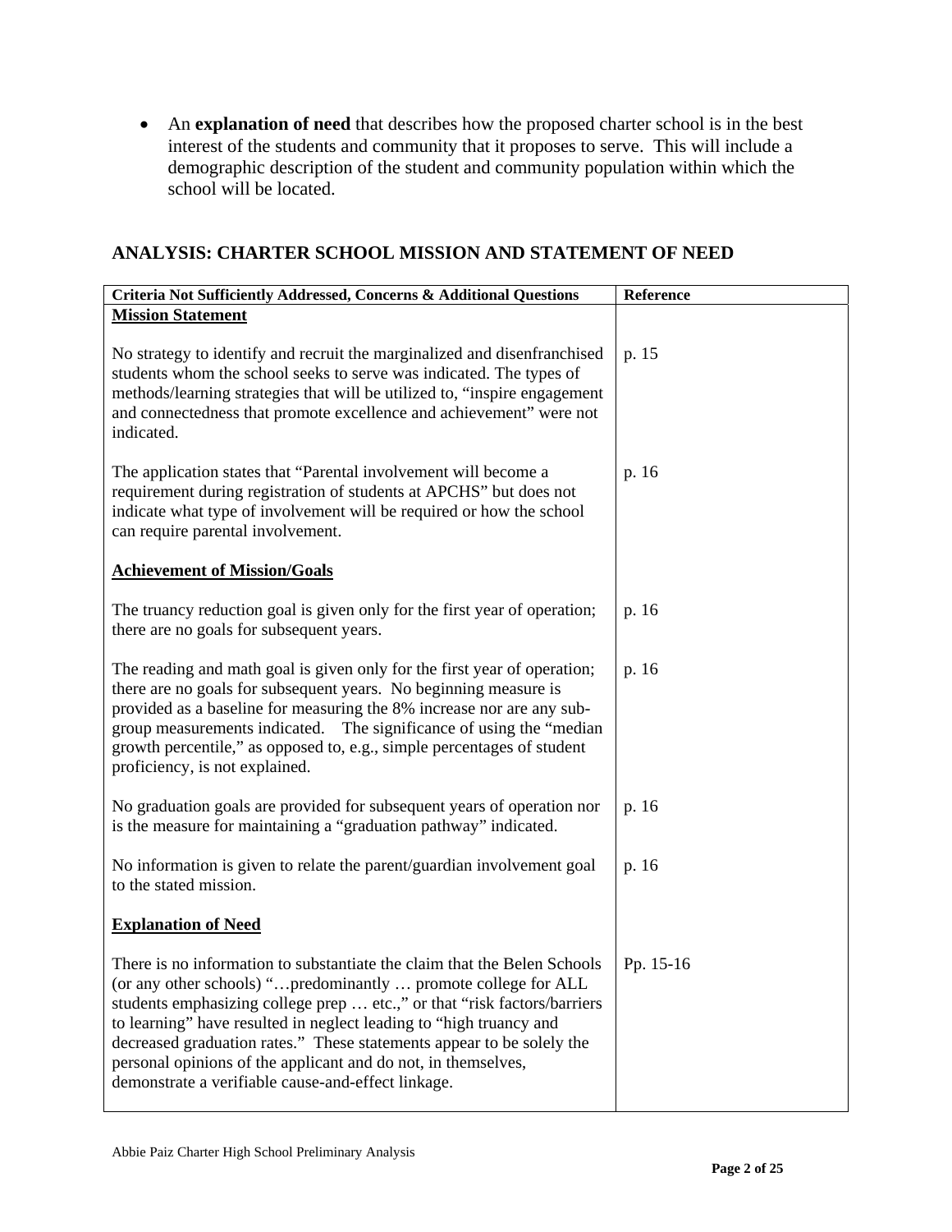- An **explanation of need** that describes how the proposed charter school is in the best interest of the students and community that it proposes to serve. This will include a demographic description of the student and community population within which the school will be located.

## ANALYSIS: CHARTER SCHOOL MISSION AND STATEMENT OF NEED

| Criteria Not Sufficiently Addressed, Concerns & Additional Questions | Reference |
|---|---|
| **Mission Statement** | |
| No strategy to identify and recruit the marginalized and disenfranchised students whom the school seeks to serve was indicated. The types of methods/learning strategies that will be utilized to, "inspire engagement and connectedness that promote excellence and achievement" were not indicated. | p. 15 |
| The application states that "Parental involvement will become a requirement during registration of students at APCHS" but does not indicate what type of involvement will be required or how the school can require parental involvement. | p. 16 |
| **Achievement of Mission/Goals** | |
| The truancy reduction goal is given only for the first year of operation; there are no goals for subsequent years. | p. 16 |
| The reading and math goal is given only for the first year of operation; there are no goals for subsequent years. No beginning measure is provided as a baseline for measuring the 8% increase nor are any sub-group measurements indicated. The significance of using the "median growth percentile," as opposed to, e.g., simple percentages of student proficiency, is not explained. | p. 16 |
| No graduation goals are provided for subsequent years of operation nor is the measure for maintaining a "graduation pathway" indicated. | p. 16 |
| No information is given to relate the parent/guardian involvement goal to the stated mission. | p. 16 |
| **Explanation of Need** | |
| There is no information to substantiate the claim that the Belen Schools (or any other schools) "…predominantly … promote college for ALL students emphasizing college prep … etc.," or that "risk factors/barriers to learning" have resulted in neglect leading to "high truancy and decreased graduation rates." These statements appear to be solely the personal opinions of the applicant and do not, in themselves, demonstrate a verifiable cause-and-effect linkage. | Pp. 15-16 |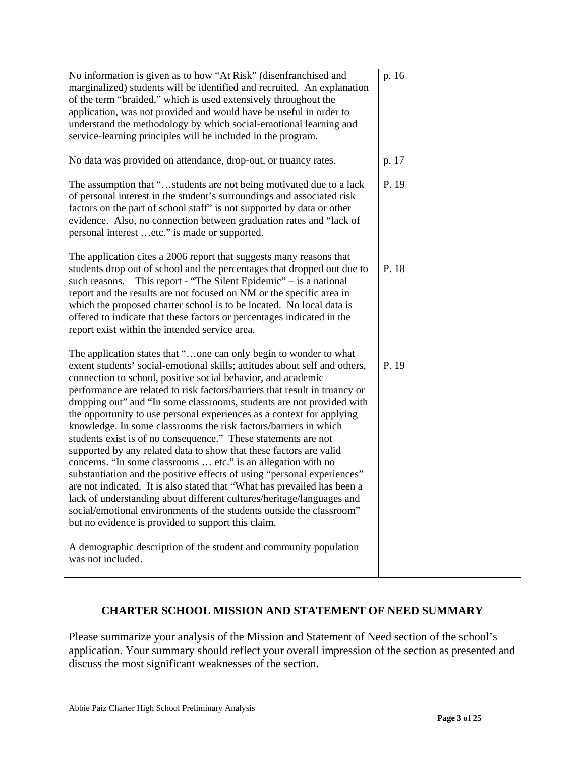| | |
|---|---|
| No information is given as to how "At Risk" (disenfranchised and marginalized) students will be identified and recruited. An explanation of the term "braided," which is used extensively throughout the application, was not provided and would have be useful in order to understand the methodology by which social-emotional learning and service-learning principles will be included in the program. | p. 16 |
| No data was provided on attendance, drop-out, or truancy rates. | p. 17 |
| The assumption that "…students are not being motivated due to a lack of personal interest in the student's surroundings and associated risk factors on the part of school staff" is not supported by data or other evidence. Also, no connection between graduation rates and "lack of personal interest …etc." is made or supported. | P. 19 |
| The application cites a 2006 report that suggests many reasons that students drop out of school and the percentages that dropped out due to such reasons. This report - "The Silent Epidemic" – is a national report and the results are not focused on NM or the specific area in which the proposed charter school is to be located. No local data is offered to indicate that these factors or percentages indicated in the report exist within the intended service area. | P. 18 |
| The application states that "…one can only begin to wonder to what extent students' social-emotional skills; attitudes about self and others, connection to school, positive social behavior, and academic performance are related to risk factors/barriers that result in truancy or dropping out" and "In some classrooms, students are not provided with the opportunity to use personal experiences as a context for applying knowledge. In some classrooms the risk factors/barriers in which students exist is of no consequence." These statements are not supported by any related data to show that these factors are valid concerns. "In some classrooms … etc." is an allegation with no substantiation and the positive effects of using "personal experiences" are not indicated. It is also stated that "What has prevailed has been a lack of understanding about different cultures/heritage/languages and social/emotional environments of the students outside the classroom" but no evidence is provided to support this claim.<br><br>A demographic description of the student and community population was not included. | P. 19 |

## CHARTER SCHOOL MISSION AND STATEMENT OF NEED SUMMARY

Please summarize your analysis of the Mission and Statement of Need section of the school's application. Your summary should reflect your overall impression of the section as presented and discuss the most significant weaknesses of the section.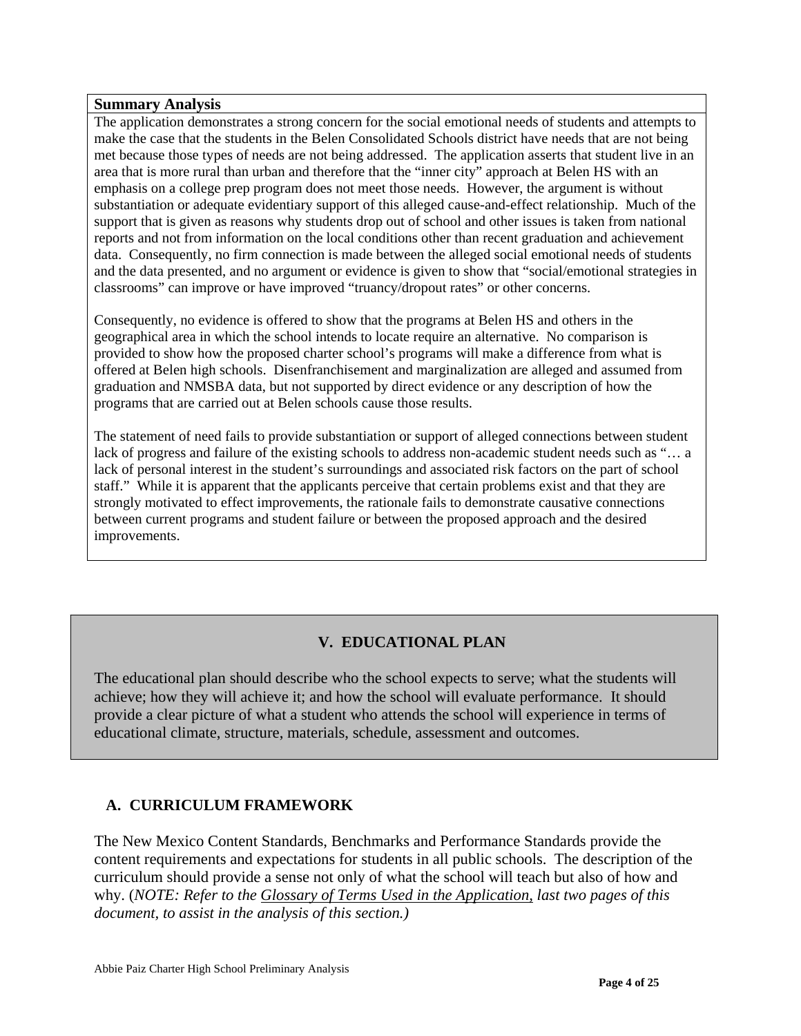**Summary Analysis**

The application demonstrates a strong concern for the social emotional needs of students and attempts to make the case that the students in the Belen Consolidated Schools district have needs that are not being met because those types of needs are not being addressed. The application asserts that student live in an area that is more rural than urban and therefore that the "inner city" approach at Belen HS with an emphasis on a college prep program does not meet those needs. However, the argument is without substantiation or adequate evidentiary support of this alleged cause-and-effect relationship. Much of the support that is given as reasons why students drop out of school and other issues is taken from national reports and not from information on the local conditions other than recent graduation and achievement data. Consequently, no firm connection is made between the alleged social emotional needs of students and the data presented, and no argument or evidence is given to show that "social/emotional strategies in classrooms" can improve or have improved "truancy/dropout rates" or other concerns.

Consequently, no evidence is offered to show that the programs at Belen HS and others in the geographical area in which the school intends to locate require an alternative. No comparison is provided to show how the proposed charter school's programs will make a difference from what is offered at Belen high schools. Disenfranchisement and marginalization are alleged and assumed from graduation and NMSBA data, but not supported by direct evidence or any description of how the programs that are carried out at Belen schools cause those results.

The statement of need fails to provide substantiation or support of alleged connections between student lack of progress and failure of the existing schools to address non-academic student needs such as "… a lack of personal interest in the student's surroundings and associated risk factors on the part of school staff." While it is apparent that the applicants perceive that certain problems exist and that they are strongly motivated to effect improvements, the rationale fails to demonstrate causative connections between current programs and student failure or between the proposed approach and the desired improvements.

## V. EDUCATIONAL PLAN

The educational plan should describe who the school expects to serve; what the students will achieve; how they will achieve it; and how the school will evaluate performance. It should provide a clear picture of what a student who attends the school will experience in terms of educational climate, structure, materials, schedule, assessment and outcomes.

### A. CURRICULUM FRAMEWORK

The New Mexico Content Standards, Benchmarks and Performance Standards provide the content requirements and expectations for students in all public schools. The description of the curriculum should provide a sense not only of what the school will teach but also of how and why. (*NOTE: Refer to the Glossary of Terms Used in the Application, last two pages of this document, to assist in the analysis of this section.)*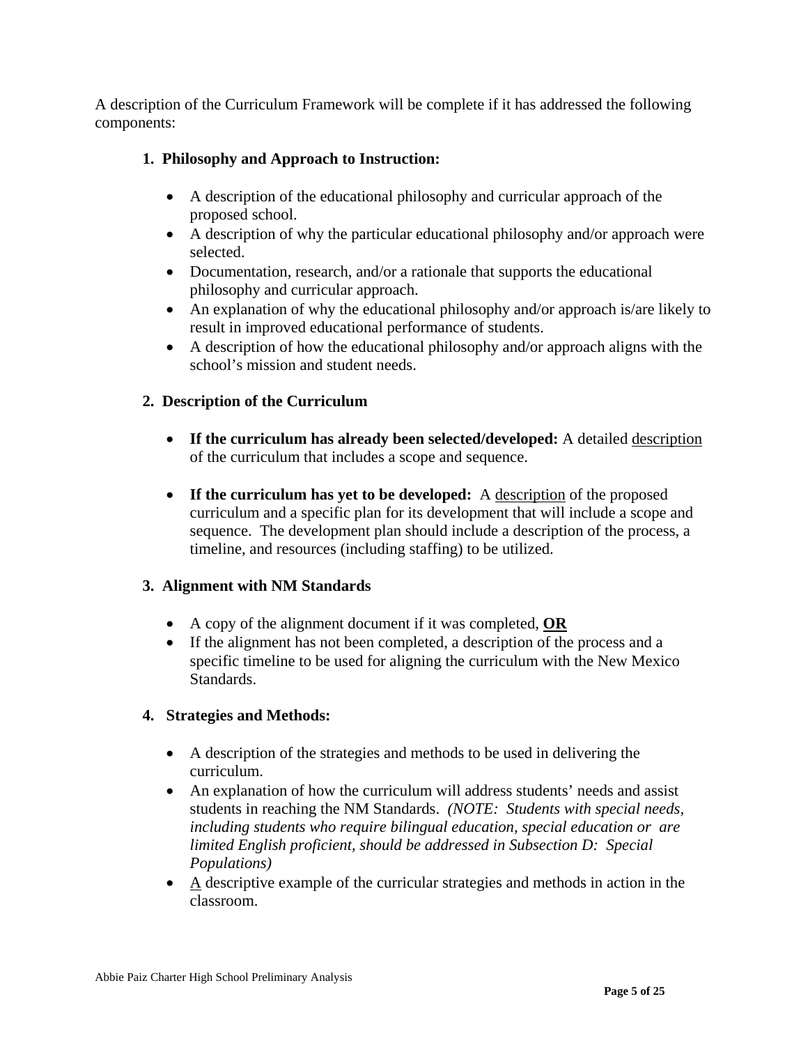A description of the Curriculum Framework will be complete if it has addressed the following components:

1. **Philosophy and Approach to Instruction:**

    - A description of the educational philosophy and curricular approach of the proposed school.
    - A description of why the particular educational philosophy and/or approach were selected.
    - Documentation, research, and/or a rationale that supports the educational philosophy and curricular approach.
    - An explanation of why the educational philosophy and/or approach is/are likely to result in improved educational performance of students.
    - A description of how the educational philosophy and/or approach aligns with the school's mission and student needs.

2. **Description of the Curriculum**

    - **If the curriculum has already been selected/developed:** A detailed <u>description</u> of the curriculum that includes a scope and sequence.

    - **If the curriculum has yet to be developed:** A <u>description</u> of the proposed curriculum and a specific plan for its development that will include a scope and sequence. The development plan should include a description of the process, a timeline, and resources (including staffing) to be utilized.

3. **Alignment with NM Standards**

    - A copy of the alignment document if it was completed, <u>**OR**</u>
    - If the alignment has not been completed, a description of the process and a specific timeline to be used for aligning the curriculum with the New Mexico Standards.

4. **Strategies and Methods:**

    - A description of the strategies and methods to be used in delivering the curriculum.
    - An explanation of how the curriculum will address students' needs and assist students in reaching the NM Standards. *(NOTE: Students with special needs, including students who require bilingual education, special education or are limited English proficient, should be addressed in Subsection D: Special Populations)*
    - <u>A</u> descriptive example of the curricular strategies and methods in action in the classroom.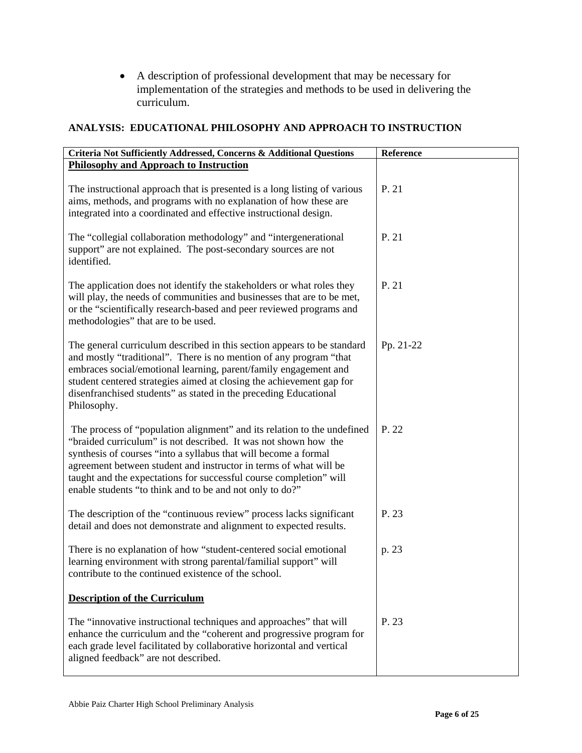- A description of professional development that may be necessary for implementation of the strategies and methods to be used in delivering the curriculum.

## ANALYSIS: EDUCATIONAL PHILOSOPHY AND APPROACH TO INSTRUCTION

| Criteria Not Sufficiently Addressed, Concerns & Additional Questions | Reference |
|---|---|
| **Philosophy and Approach to Instruction** | |
| The instructional approach that is presented is a long listing of various aims, methods, and programs with no explanation of how these are integrated into a coordinated and effective instructional design. | P. 21 |
| The "collegial collaboration methodology" and "intergenerational support" are not explained. The post-secondary sources are not identified. | P. 21 |
| The application does not identify the stakeholders or what roles they will play, the needs of communities and businesses that are to be met, or the "scientifically research-based and peer reviewed programs and methodologies" that are to be used. | P. 21 |
| The general curriculum described in this section appears to be standard and mostly "traditional". There is no mention of any program "that embraces social/emotional learning, parent/family engagement and student centered strategies aimed at closing the achievement gap for disenfranchised students" as stated in the preceding Educational Philosophy. | Pp. 21-22 |
| The process of "population alignment" and its relation to the undefined "braided curriculum" is not described. It was not shown how the synthesis of courses "into a syllabus that will become a formal agreement between student and instructor in terms of what will be taught and the expectations for successful course completion" will enable students "to think and to be and not only to do?" | P. 22 |
| The description of the "continuous review" process lacks significant detail and does not demonstrate and alignment to expected results. | P. 23 |
| There is no explanation of how "student-centered social emotional learning environment with strong parental/familial support" will contribute to the continued existence of the school. | p. 23 |
| **Description of the Curriculum** | |
| The "innovative instructional techniques and approaches" that will enhance the curriculum and the "coherent and progressive program for each grade level facilitated by collaborative horizontal and vertical aligned feedback" are not described. | P. 23 |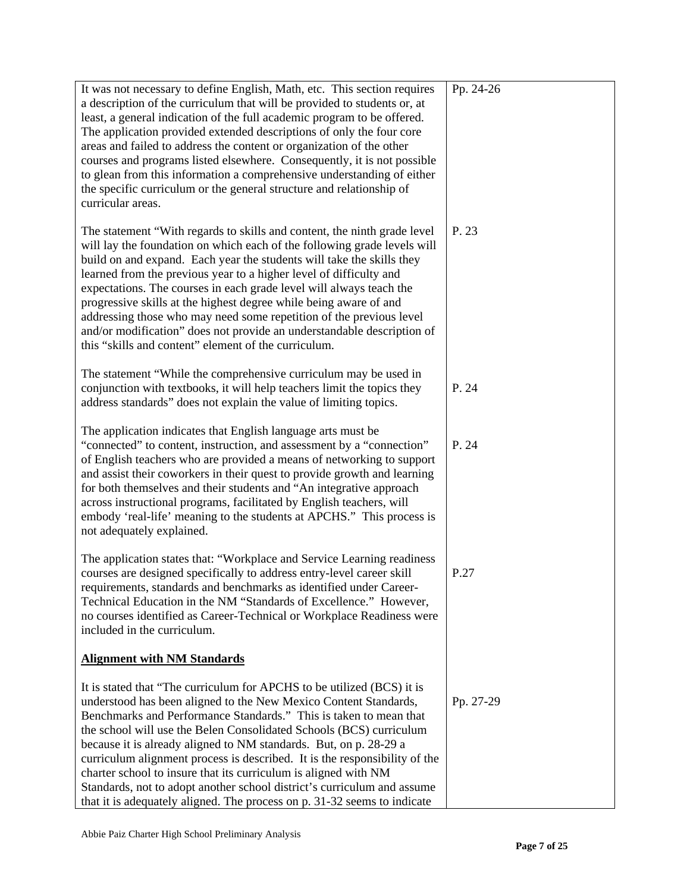| | |
|---|---|
| It was not necessary to define English, Math, etc. This section requires a description of the curriculum that will be provided to students or, at least, a general indication of the full academic program to be offered. The application provided extended descriptions of only the four core areas and failed to address the content or organization of the other courses and programs listed elsewhere. Consequently, it is not possible to glean from this information a comprehensive understanding of either the specific curriculum or the general structure and relationship of curricular areas. | Pp. 24-26 |
| The statement "With regards to skills and content, the ninth grade level will lay the foundation on which each of the following grade levels will build on and expand. Each year the students will take the skills they learned from the previous year to a higher level of difficulty and expectations. The courses in each grade level will always teach the progressive skills at the highest degree while being aware of and addressing those who may need some repetition of the previous level and/or modification" does not provide an understandable description of this "skills and content" element of the curriculum. | P. 23 |
| The statement "While the comprehensive curriculum may be used in conjunction with textbooks, it will help teachers limit the topics they address standards" does not explain the value of limiting topics. | P. 24 |
| The application indicates that English language arts must be "connected" to content, instruction, and assessment by a "connection" of English teachers who are provided a means of networking to support and assist their coworkers in their quest to provide growth and learning for both themselves and their students and "An integrative approach across instructional programs, facilitated by English teachers, will embody 'real-life' meaning to the students at APCHS." This process is not adequately explained. | P. 24 |
| The application states that: "Workplace and Service Learning readiness courses are designed specifically to address entry-level career skill requirements, standards and benchmarks as identified under Career-Technical Education in the NM "Standards of Excellence." However, no courses identified as Career-Technical or Workplace Readiness were included in the curriculum. | P.27 |
| **<u>Alignment with NM Standards</u>** | |
| It is stated that "The curriculum for APCHS to be utilized (BCS) it is understood has been aligned to the New Mexico Content Standards, Benchmarks and Performance Standards." This is taken to mean that the school will use the Belen Consolidated Schools (BCS) curriculum because it is already aligned to NM standards. But, on p. 28-29 a curriculum alignment process is described. It is the responsibility of the charter school to insure that its curriculum is aligned with NM Standards, not to adopt another school district's curriculum and assume that it is adequately aligned. The process on p. 31-32 seems to indicate | Pp. 27-29 |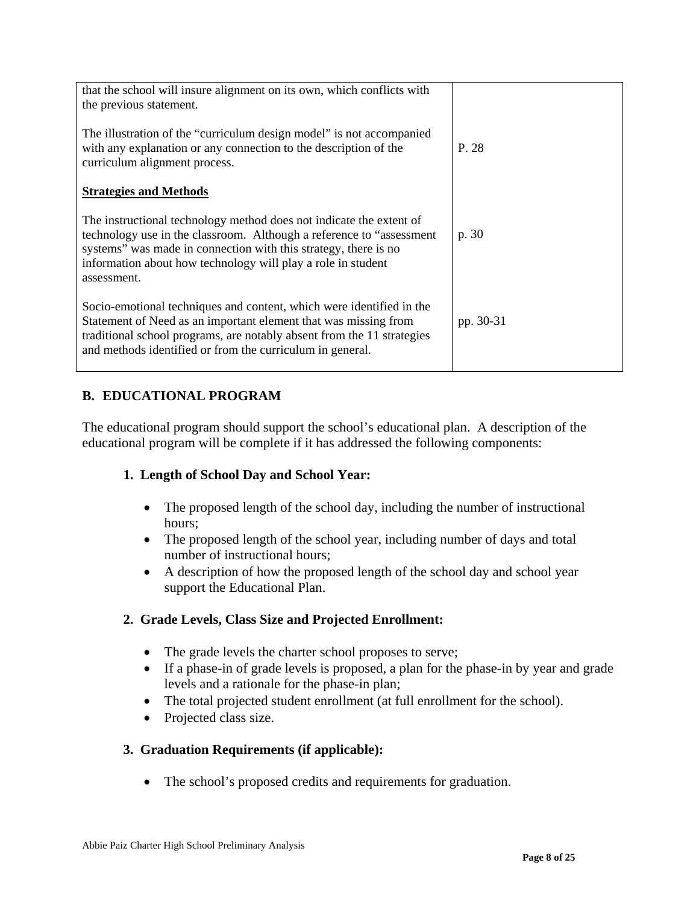| | |
|---|---|
| that the school will insure alignment on its own, which conflicts with the previous statement. | |
| The illustration of the "curriculum design model" is not accompanied with any explanation or any connection to the description of the curriculum alignment process. | P. 28 |
| **Strategies and Methods** | |
| The instructional technology method does not indicate the extent of technology use in the classroom. Although a reference to "assessment systems" was made in connection with this strategy, there is no information about how technology will play a role in student assessment. | p. 30 |
| Socio-emotional techniques and content, which were identified in the Statement of Need as an important element that was missing from traditional school programs, are notably absent from the 11 strategies and methods identified or from the curriculum in general. | pp. 30-31 |

## B. EDUCATIONAL PROGRAM

The educational program should support the school's educational plan. A description of the educational program will be complete if it has addressed the following components:

### 1. Length of School Day and School Year:

- The proposed length of the school day, including the number of instructional hours;
- The proposed length of the school year, including number of days and total number of instructional hours;
- A description of how the proposed length of the school day and school year support the Educational Plan.

### 2. Grade Levels, Class Size and Projected Enrollment:

- The grade levels the charter school proposes to serve;
- If a phase-in of grade levels is proposed, a plan for the phase-in by year and grade levels and a rationale for the phase-in plan;
- The total projected student enrollment (at full enrollment for the school).
- Projected class size.

### 3. Graduation Requirements (if applicable):

- The school's proposed credits and requirements for graduation.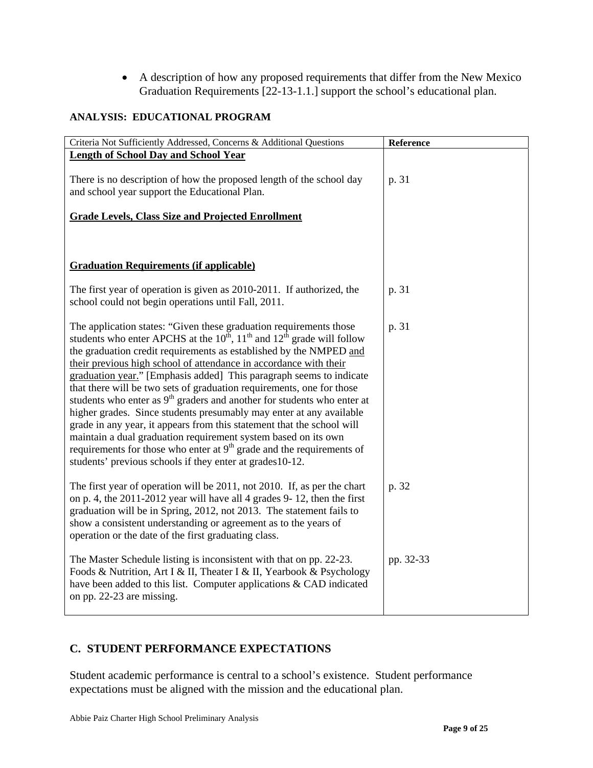- A description of how any proposed requirements that differ from the New Mexico Graduation Requirements [22-13-1.1.] support the school's educational plan.

**ANALYSIS: EDUCATIONAL PROGRAM**

| Criteria Not Sufficiently Addressed, Concerns & Additional Questions | Reference |
|---|---|
| **Length of School Day and School Year** | |
| There is no description of how the proposed length of the school day and school year support the Educational Plan. | p. 31 |
| **Grade Levels, Class Size and Projected Enrollment** | |
| **Graduation Requirements (if applicable)** | |
| The first year of operation is given as 2010-2011. If authorized, the school could not begin operations until Fall, 2011. | p. 31 |
| The application states: "Given these graduation requirements those students who enter APCHS at the 10th, 11th and 12th grade will follow the graduation credit requirements as established by the NMPED and their previous high school of attendance in accordance with their graduation year." [Emphasis added] This paragraph seems to indicate that there will be two sets of graduation requirements, one for those students who enter as 9th graders and another for students who enter at higher grades. Since students presumably may enter at any available grade in any year, it appears from this statement that the school will maintain a dual graduation requirement system based on its own requirements for those who enter at 9th grade and the requirements of students' previous schools if they enter at grades10-12. | p. 31 |
| The first year of operation will be 2011, not 2010. If, as per the chart on p. 4, the 2011-2012 year will have all 4 grades 9- 12, then the first graduation will be in Spring, 2012, not 2013. The statement fails to show a consistent understanding or agreement as to the years of operation or the date of the first graduating class. | p. 32 |
| The Master Schedule listing is inconsistent with that on pp. 22-23. Foods & Nutrition, Art I & II, Theater I & II, Yearbook & Psychology have been added to this list. Computer applications & CAD indicated on pp. 22-23 are missing. | pp. 32-33 |

## C. STUDENT PERFORMANCE EXPECTATIONS

Student academic performance is central to a school's existence. Student performance expectations must be aligned with the mission and the educational plan.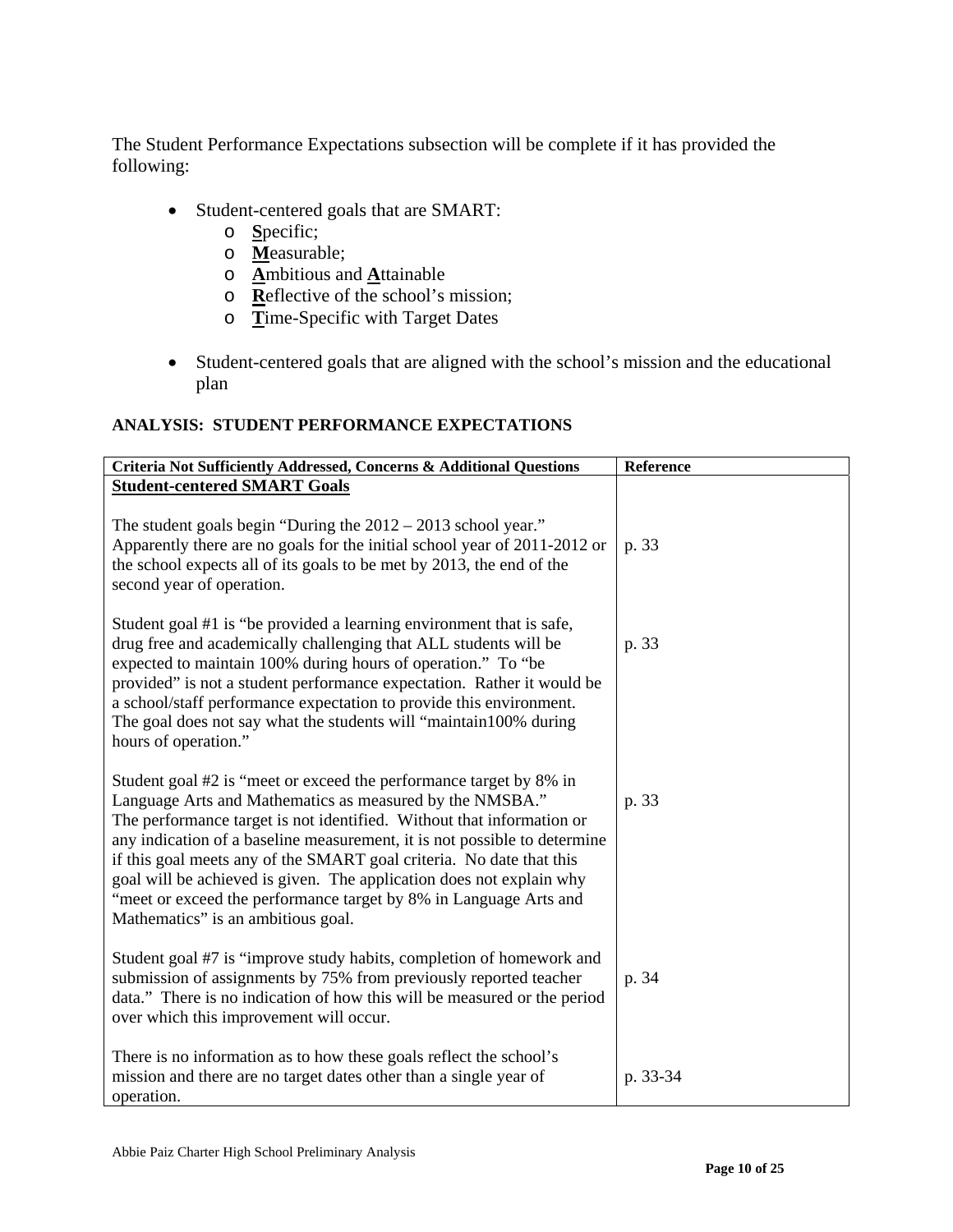The Student Performance Expectations subsection will be complete if it has provided the following:

- Student-centered goals that are SMART:
  - **S**pecific;
  - **M**easurable;
  - **A**mbitious and **A**ttainable
  - **R**eflective of the school's mission;
  - **T**ime-Specific with Target Dates
- Student-centered goals that are aligned with the school's mission and the educational plan

**ANALYSIS: STUDENT PERFORMANCE EXPECTATIONS**

| Criteria Not Sufficiently Addressed, Concerns & Additional Questions | Reference |
|---|---|
| **Student-centered SMART Goals** | |
| The student goals begin "During the 2012 – 2013 school year." Apparently there are no goals for the initial school year of 2011-2012 or the school expects all of its goals to be met by 2013, the end of the second year of operation. | p. 33 |
| Student goal #1 is "be provided a learning environment that is safe, drug free and academically challenging that ALL students will be expected to maintain 100% during hours of operation." To "be provided" is not a student performance expectation. Rather it would be a school/staff performance expectation to provide this environment. The goal does not say what the students will "maintain100% during hours of operation." | p. 33 |
| Student goal #2 is "meet or exceed the performance target by 8% in Language Arts and Mathematics as measured by the NMSBA." The performance target is not identified. Without that information or any indication of a baseline measurement, it is not possible to determine if this goal meets any of the SMART goal criteria. No date that this goal will be achieved is given. The application does not explain why "meet or exceed the performance target by 8% in Language Arts and Mathematics" is an ambitious goal. | p. 33 |
| Student goal #7 is "improve study habits, completion of homework and submission of assignments by 75% from previously reported teacher data." There is no indication of how this will be measured or the period over which this improvement will occur. | p. 34 |
| There is no information as to how these goals reflect the school's mission and there are no target dates other than a single year of operation. | p. 33-34 |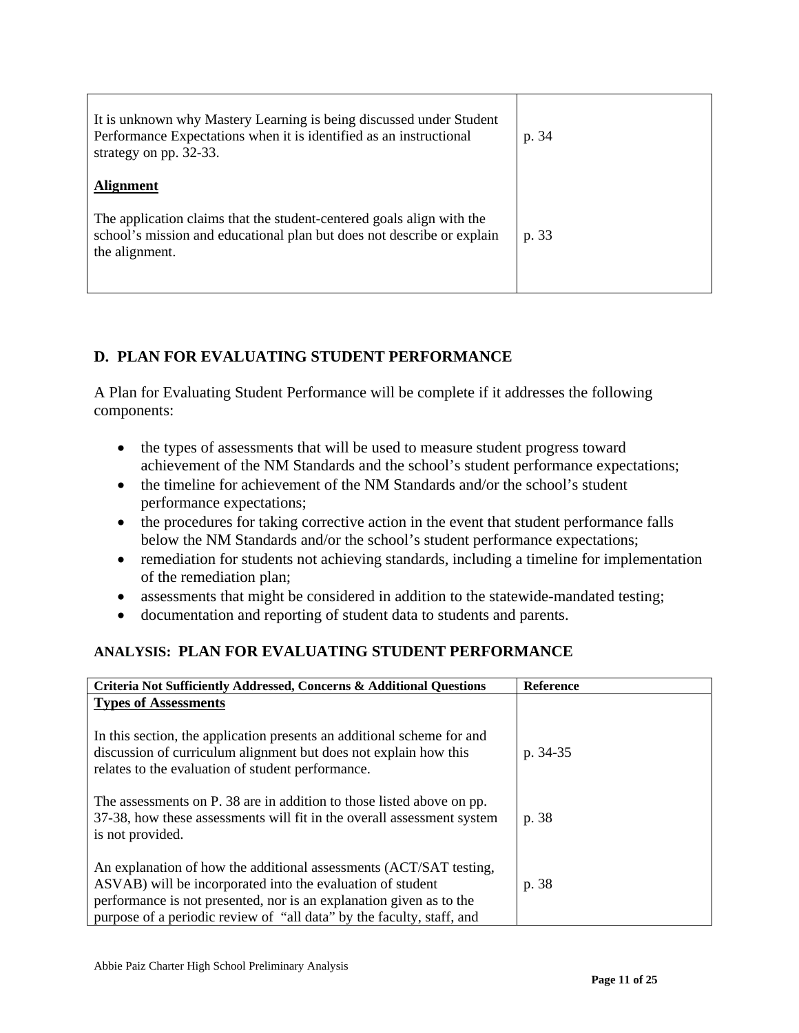| | |
|---|---|
| It is unknown why Mastery Learning is being discussed under Student Performance Expectations when it is identified as an instructional strategy on pp. 32-33. | p. 34 |
| **Alignment** | |
| The application claims that the student-centered goals align with the school's mission and educational plan but does not describe or explain the alignment. | p. 33 |

## D. PLAN FOR EVALUATING STUDENT PERFORMANCE

A Plan for Evaluating Student Performance will be complete if it addresses the following components:

- the types of assessments that will be used to measure student progress toward achievement of the NM Standards and the school's student performance expectations;
- the timeline for achievement of the NM Standards and/or the school's student performance expectations;
- the procedures for taking corrective action in the event that student performance falls below the NM Standards and/or the school's student performance expectations;
- remediation for students not achieving standards, including a timeline for implementation of the remediation plan;
- assessments that might be considered in addition to the statewide-mandated testing;
- documentation and reporting of student data to students and parents.

### ANALYSIS: PLAN FOR EVALUATING STUDENT PERFORMANCE

| Criteria Not Sufficiently Addressed, Concerns & Additional Questions | Reference |
|---|---|
| **Types of Assessments** | |
| In this section, the application presents an additional scheme for and discussion of curriculum alignment but does not explain how this relates to the evaluation of student performance. | p. 34-35 |
| The assessments on P. 38 are in addition to those listed above on pp. 37-38, how these assessments will fit in the overall assessment system is not provided. | p. 38 |
| An explanation of how the additional assessments (ACT/SAT testing, ASVAB) will be incorporated into the evaluation of student performance is not presented, nor is an explanation given as to the purpose of a periodic review of "all data" by the faculty, staff, and | p. 38 |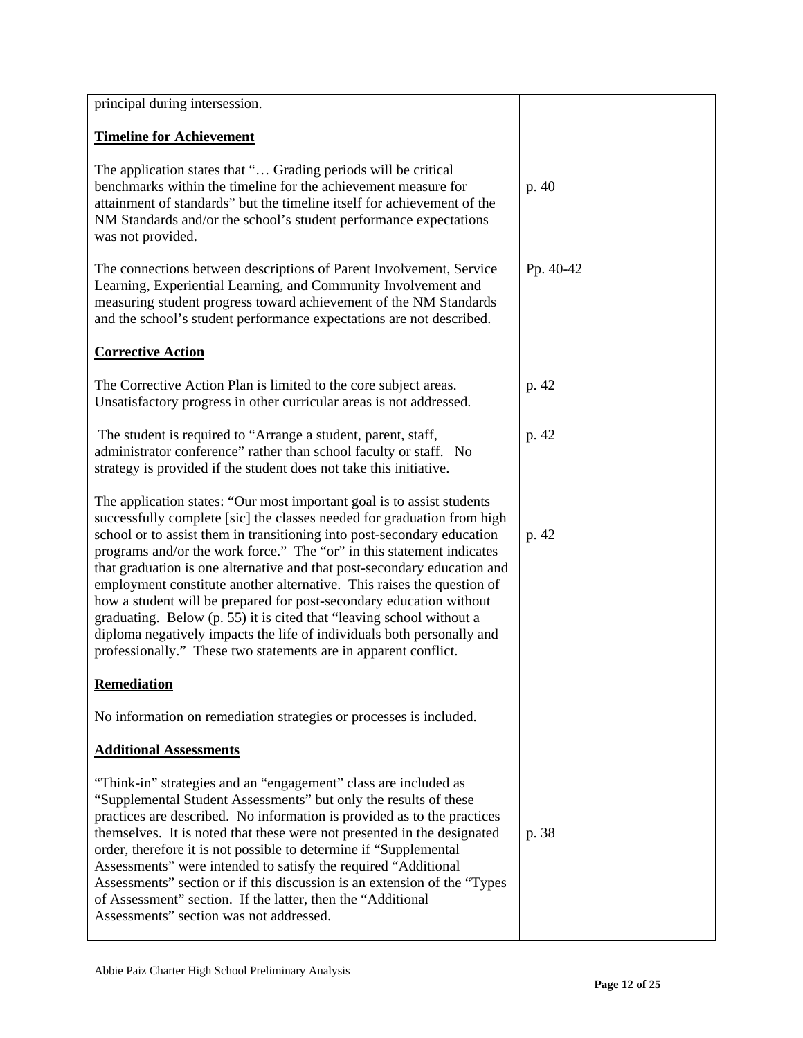| | |
|---|---|
| principal during intersession.<br><br>**Timeline for Achievement**<br><br>The application states that "… Grading periods will be critical benchmarks within the timeline for the achievement measure for attainment of standards" but the timeline itself for achievement of the NM Standards and/or the school's student performance expectations was not provided. | p. 40 |
| The connections between descriptions of Parent Involvement, Service Learning, Experiential Learning, and Community Involvement and measuring student progress toward achievement of the NM Standards and the school's student performance expectations are not described. | Pp. 40-42 |
| **Corrective Action**<br><br>The Corrective Action Plan is limited to the core subject areas. Unsatisfactory progress in other curricular areas is not addressed. | p. 42 |
| The student is required to "Arrange a student, parent, staff, administrator conference" rather than school faculty or staff. No strategy is provided if the student does not take this initiative. | p. 42 |
| The application states: "Our most important goal is to assist students successfully complete [sic] the classes needed for graduation from high school or to assist them in transitioning into post-secondary education programs and/or the work force." The "or" in this statement indicates that graduation is one alternative and that post-secondary education and employment constitute another alternative. This raises the question of how a student will be prepared for post-secondary education without graduating. Below (p. 55) it is cited that "leaving school without a diploma negatively impacts the life of individuals both personally and professionally." These two statements are in apparent conflict. | p. 42 |
| **Remediation**<br><br>No information on remediation strategies or processes is included. | |
| **Additional Assessments**<br><br>"Think-in" strategies and an "engagement" class are included as "Supplemental Student Assessments" but only the results of these practices are described. No information is provided as to the practices themselves. It is noted that these were not presented in the designated order, therefore it is not possible to determine if "Supplemental Assessments" were intended to satisfy the required "Additional Assessments" section or if this discussion is an extension of the "Types of Assessment" section. If the latter, then the "Additional Assessments" section was not addressed. | p. 38 |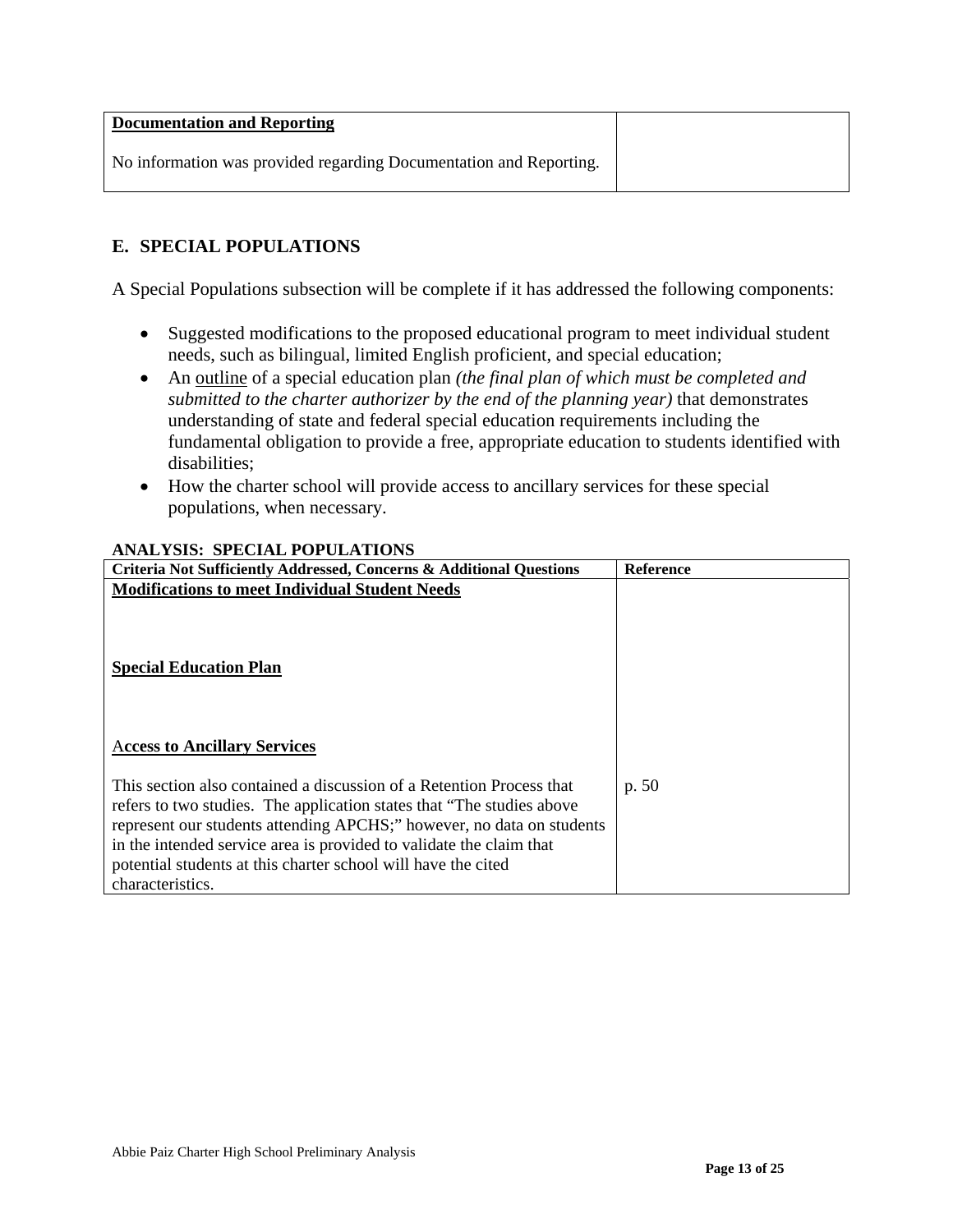| Documentation and Reporting | |
|---|---|
| No information was provided regarding Documentation and Reporting. | |

## E. SPECIAL POPULATIONS

A Special Populations subsection will be complete if it has addressed the following components:

- Suggested modifications to the proposed educational program to meet individual student needs, such as bilingual, limited English proficient, and special education;
- An outline of a special education plan *(the final plan of which must be completed and submitted to the charter authorizer by the end of the planning year)* that demonstrates understanding of state and federal special education requirements including the fundamental obligation to provide a free, appropriate education to students identified with disabilities;
- How the charter school will provide access to ancillary services for these special populations, when necessary.

**ANALYSIS: SPECIAL POPULATIONS**

| Criteria Not Sufficiently Addressed, Concerns & Additional Questions | Reference |
|---|---|
| **Modifications to meet Individual Student Needs** | |
| **Special Education Plan** | |
| **Access to Ancillary Services** | |
| This section also contained a discussion of a Retention Process that refers to two studies. The application states that "The studies above represent our students attending APCHS;" however, no data on students in the intended service area is provided to validate the claim that potential students at this charter school will have the cited characteristics. | p. 50 |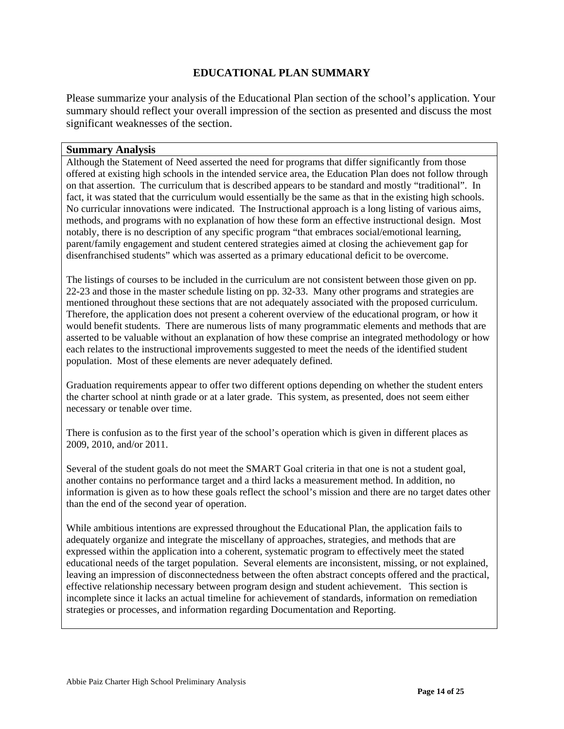# EDUCATIONAL PLAN SUMMARY

Please summarize your analysis of the Educational Plan section of the school's application. Your summary should reflect your overall impression of the section as presented and discuss the most significant weaknesses of the section.

| **Summary Analysis** |
| --- |
| Although the Statement of Need asserted the need for programs that differ significantly from those offered at existing high schools in the intended service area, the Education Plan does not follow through on that assertion. The curriculum that is described appears to be standard and mostly "traditional". In fact, it was stated that the curriculum would essentially be the same as that in the existing high schools. No curricular innovations were indicated. The Instructional approach is a long listing of various aims, methods, and programs with no explanation of how these form an effective instructional design. Most notably, there is no description of any specific program "that embraces social/emotional learning, parent/family engagement and student centered strategies aimed at closing the achievement gap for disenfranchised students" which was asserted as a primary educational deficit to be overcome.<br><br>The listings of courses to be included in the curriculum are not consistent between those given on pp. 22-23 and those in the master schedule listing on pp. 32-33. Many other programs and strategies are mentioned throughout these sections that are not adequately associated with the proposed curriculum. Therefore, the application does not present a coherent overview of the educational program, or how it would benefit students. There are numerous lists of many programmatic elements and methods that are asserted to be valuable without an explanation of how these comprise an integrated methodology or how each relates to the instructional improvements suggested to meet the needs of the identified student population. Most of these elements are never adequately defined.<br><br>Graduation requirements appear to offer two different options depending on whether the student enters the charter school at ninth grade or at a later grade. This system, as presented, does not seem either necessary or tenable over time.<br><br>There is confusion as to the first year of the school's operation which is given in different places as 2009, 2010, and/or 2011.<br><br>Several of the student goals do not meet the SMART Goal criteria in that one is not a student goal, another contains no performance target and a third lacks a measurement method. In addition, no information is given as to how these goals reflect the school's mission and there are no target dates other than the end of the second year of operation.<br><br>While ambitious intentions are expressed throughout the Educational Plan, the application fails to adequately organize and integrate the miscellany of approaches, strategies, and methods that are expressed within the application into a coherent, systematic program to effectively meet the stated educational needs of the target population. Several elements are inconsistent, missing, or not explained, leaving an impression of disconnectedness between the often abstract concepts offered and the practical, effective relationship necessary between program design and student achievement. This section is incomplete since it lacks an actual timeline for achievement of standards, information on remediation strategies or processes, and information regarding Documentation and Reporting. |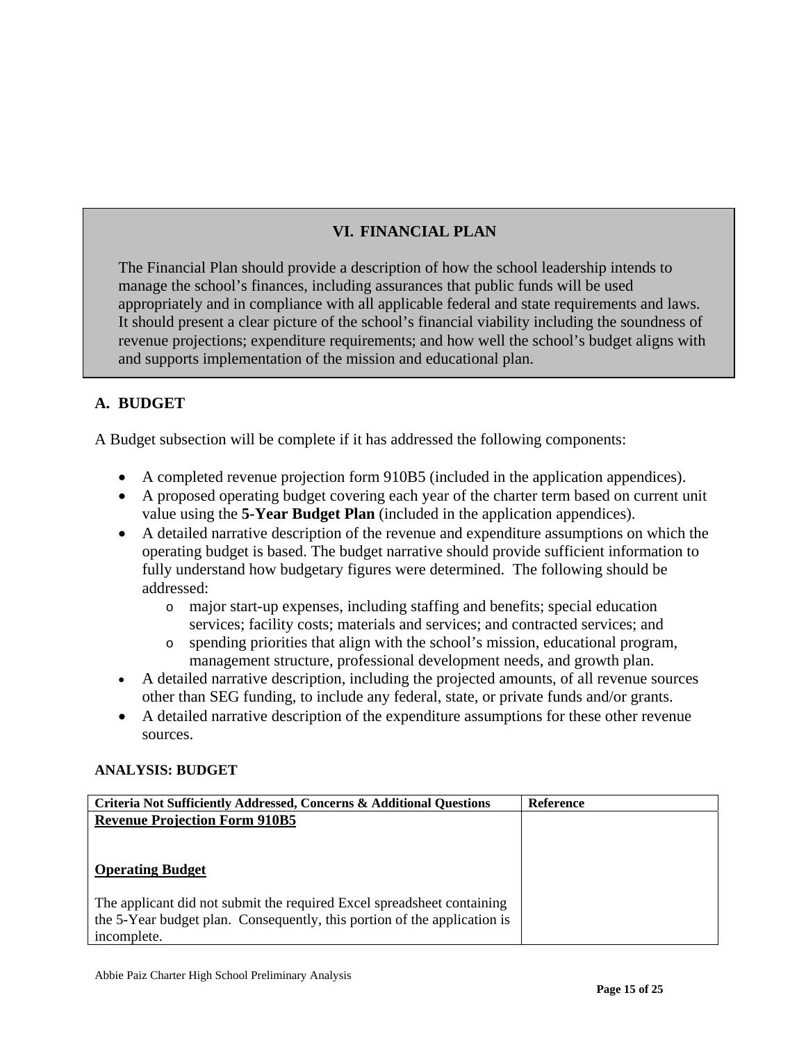## VI. FINANCIAL PLAN

The Financial Plan should provide a description of how the school leadership intends to manage the school's finances, including assurances that public funds will be used appropriately and in compliance with all applicable federal and state requirements and laws. It should present a clear picture of the school's financial viability including the soundness of revenue projections; expenditure requirements; and how well the school's budget aligns with and supports implementation of the mission and educational plan.

### A. BUDGET

A Budget subsection will be complete if it has addressed the following components:

- A completed revenue projection form 910B5 (included in the application appendices).
- A proposed operating budget covering each year of the charter term based on current unit value using the **5-Year Budget Plan** (included in the application appendices).
- A detailed narrative description of the revenue and expenditure assumptions on which the operating budget is based. The budget narrative should provide sufficient information to fully understand how budgetary figures were determined. The following should be addressed:
  - major start-up expenses, including staffing and benefits; special education services; facility costs; materials and services; and contracted services; and
  - spending priorities that align with the school's mission, educational program, management structure, professional development needs, and growth plan.
- A detailed narrative description, including the projected amounts, of all revenue sources other than SEG funding, to include any federal, state, or private funds and/or grants.
- A detailed narrative description of the expenditure assumptions for these other revenue sources.

**ANALYSIS: BUDGET**

| Criteria Not Sufficiently Addressed, Concerns & Additional Questions | Reference |
| --- | --- |
| **Revenue Projection Form 910B5**<br><br><br>**Operating Budget**<br><br>The applicant did not submit the required Excel spreadsheet containing the 5-Year budget plan. Consequently, this portion of the application is incomplete. | |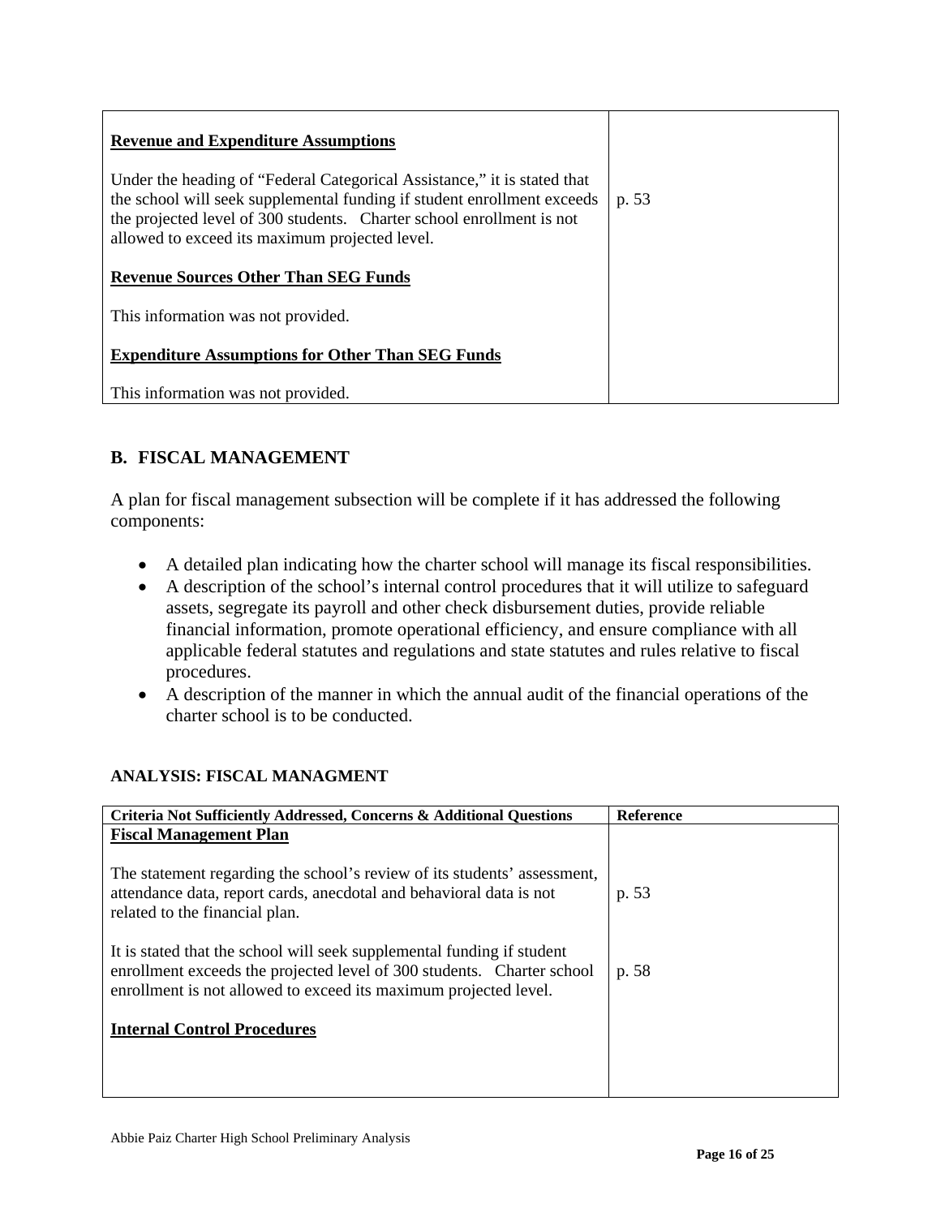| | |
|---|---|
| **Revenue and Expenditure Assumptions**<br><br>Under the heading of "Federal Categorical Assistance," it is stated that the school will seek supplemental funding if student enrollment exceeds the projected level of 300 students. Charter school enrollment is not allowed to exceed its maximum projected level.<br><br>**Revenue Sources Other Than SEG Funds**<br><br>This information was not provided.<br><br>**Expenditure Assumptions for Other Than SEG Funds**<br><br>This information was not provided. | p. 53 |

## B. FISCAL MANAGEMENT

A plan for fiscal management subsection will be complete if it has addressed the following components:

- A detailed plan indicating how the charter school will manage its fiscal responsibilities.
- A description of the school's internal control procedures that it will utilize to safeguard assets, segregate its payroll and other check disbursement duties, provide reliable financial information, promote operational efficiency, and ensure compliance with all applicable federal statutes and regulations and state statutes and rules relative to fiscal procedures.
- A description of the manner in which the annual audit of the financial operations of the charter school is to be conducted.

### ANALYSIS: FISCAL MANAGMENT

| Criteria Not Sufficiently Addressed, Concerns & Additional Questions | Reference |
|---|---|
| **Fiscal Management Plan** | |
| The statement regarding the school's review of its students' assessment, attendance data, report cards, anecdotal and behavioral data is not related to the financial plan. | p. 53 |
| It is stated that the school will seek supplemental funding if student enrollment exceeds the projected level of 300 students. Charter school enrollment is not allowed to exceed its maximum projected level. | p. 58 |
| **Internal Control Procedures** | |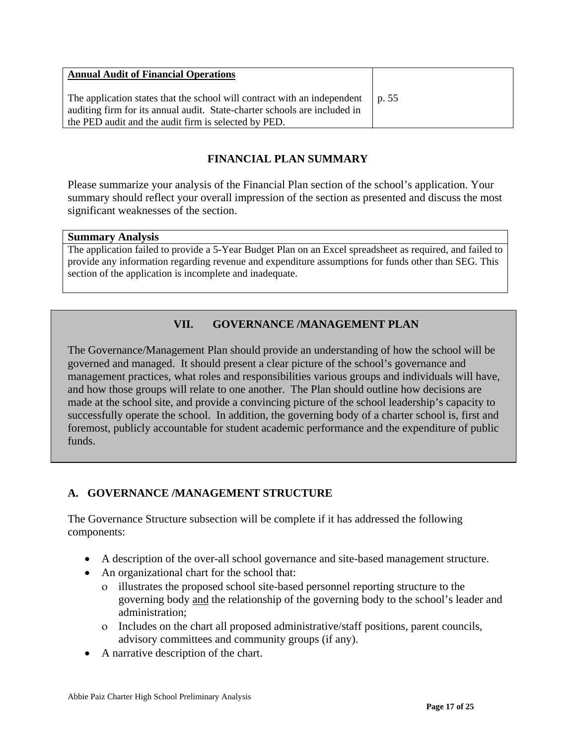| **Annual Audit of Financial Operations**<br><br>The application states that the school will contract with an independent auditing firm for its annual audit. State-charter schools are included in the PED audit and the audit firm is selected by PED. | p. 55 |
|---|---|

## FINANCIAL PLAN SUMMARY

Please summarize your analysis of the Financial Plan section of the school's application. Your summary should reflect your overall impression of the section as presented and discuss the most significant weaknesses of the section.

| **Summary Analysis** |
|---|
| The application failed to provide a 5-Year Budget Plan on an Excel spreadsheet as required, and failed to provide any information regarding revenue and expenditure assumptions for funds other than SEG. This section of the application is incomplete and inadequate. |

## VII. GOVERNANCE /MANAGEMENT PLAN

The Governance/Management Plan should provide an understanding of how the school will be governed and managed. It should present a clear picture of the school's governance and management practices, what roles and responsibilities various groups and individuals will have, and how those groups will relate to one another. The Plan should outline how decisions are made at the school site, and provide a convincing picture of the school leadership's capacity to successfully operate the school. In addition, the governing body of a charter school is, first and foremost, publicly accountable for student academic performance and the expenditure of public funds.

### A. GOVERNANCE /MANAGEMENT STRUCTURE

The Governance Structure subsection will be complete if it has addressed the following components:

- A description of the over-all school governance and site-based management structure.
- An organizational chart for the school that:
  - illustrates the proposed school site-based personnel reporting structure to the governing body and the relationship of the governing body to the school's leader and administration;
  - Includes on the chart all proposed administrative/staff positions, parent councils, advisory committees and community groups (if any).
- A narrative description of the chart.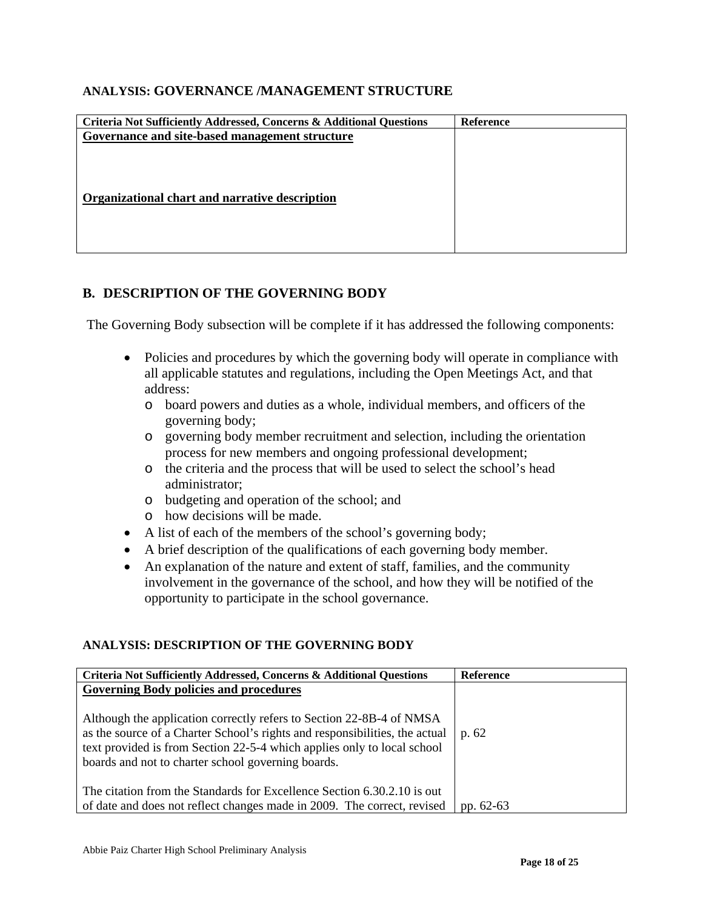### ANALYSIS: GOVERNANCE /MANAGEMENT STRUCTURE

| Criteria Not Sufficiently Addressed, Concerns & Additional Questions | Reference |
|---|---|
| **Governance and site-based management structure**<br><br><br><br>**Organizational chart and narrative description** | |

## B. DESCRIPTION OF THE GOVERNING BODY

The Governing Body subsection will be complete if it has addressed the following components:

- Policies and procedures by which the governing body will operate in compliance with all applicable statutes and regulations, including the Open Meetings Act, and that address:
  - board powers and duties as a whole, individual members, and officers of the governing body;
  - governing body member recruitment and selection, including the orientation process for new members and ongoing professional development;
  - the criteria and the process that will be used to select the school's head administrator;
  - budgeting and operation of the school; and
  - how decisions will be made.
- A list of each of the members of the school's governing body;
- A brief description of the qualifications of each governing body member.
- An explanation of the nature and extent of staff, families, and the community involvement in the governance of the school, and how they will be notified of the opportunity to participate in the school governance.

### ANALYSIS: DESCRIPTION OF THE GOVERNING BODY

| Criteria Not Sufficiently Addressed, Concerns & Additional Questions | Reference |
|---|---|
| **Governing Body policies and procedures** | |
| Although the application correctly refers to Section 22-8B-4 of NMSA as the source of a Charter School's rights and responsibilities, the actual text provided is from Section 22-5-4 which applies only to local school boards and not to charter school governing boards. | p. 62 |
| The citation from the Standards for Excellence Section 6.30.2.10 is out of date and does not reflect changes made in 2009. The correct, revised | pp. 62-63 |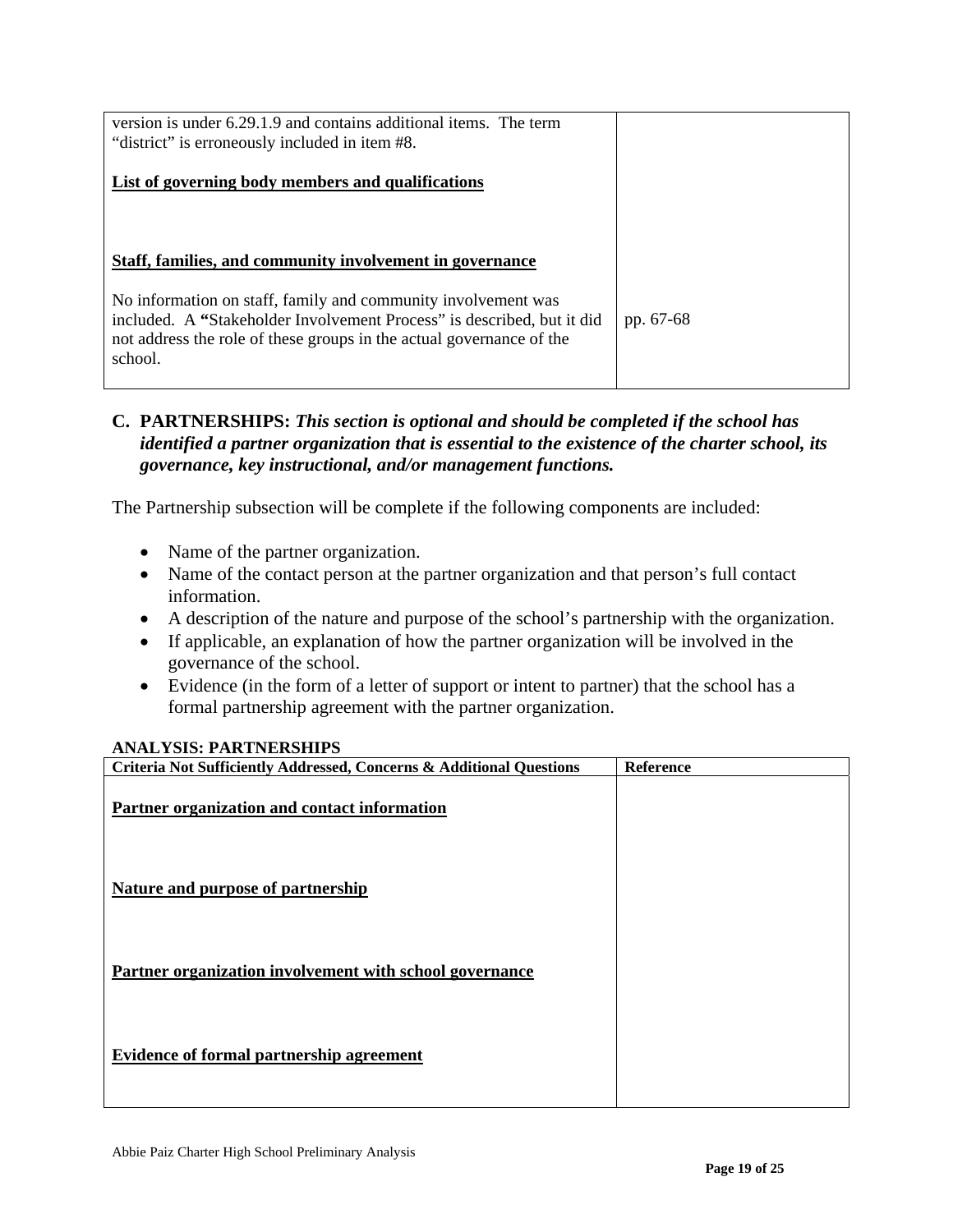| | |
|---|---|
| version is under 6.29.1.9 and contains additional items. The term "district" is erroneously included in item #8.<br><br>**List of governing body members and qualifications**<br><br><br><br>**Staff, families, and community involvement in governance**<br><br>No information on staff, family and community involvement was included. A **"**Stakeholder Involvement Process" is described, but it did not address the role of these groups in the actual governance of the school. | <br><br><br><br><br><br><br><br>pp. 67-68 |

## C. PARTNERSHIPS: *This section is optional and should be completed if the school has identified a partner organization that is essential to the existence of the charter school, its governance, key instructional, and/or management functions.*

The Partnership subsection will be complete if the following components are included:

- Name of the partner organization.
- Name of the contact person at the partner organization and that person's full contact information.
- A description of the nature and purpose of the school's partnership with the organization.
- If applicable, an explanation of how the partner organization will be involved in the governance of the school.
- Evidence (in the form of a letter of support or intent to partner) that the school has a formal partnership agreement with the partner organization.

**ANALYSIS: PARTNERSHIPS**

| Criteria Not Sufficiently Addressed, Concerns & Additional Questions | Reference |
|---|---|
| **Partner organization and contact information**<br><br><br><br>**Nature and purpose of partnership**<br><br><br><br>**Partner organization involvement with school governance**<br><br><br><br>**Evidence of formal partnership agreement** | |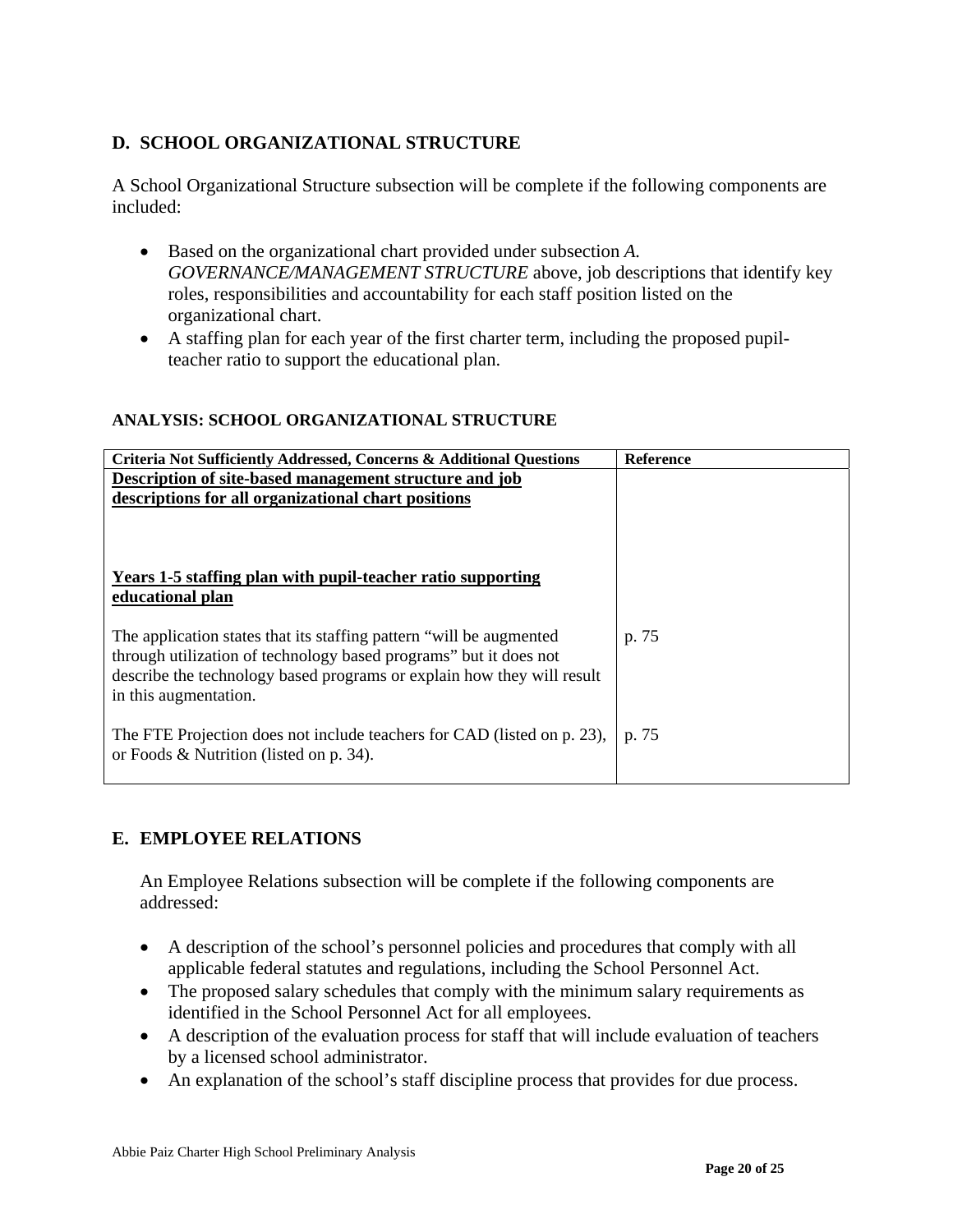## D. SCHOOL ORGANIZATIONAL STRUCTURE

A School Organizational Structure subsection will be complete if the following components are included:

- Based on the organizational chart provided under subsection *A. GOVERNANCE/MANAGEMENT STRUCTURE* above, job descriptions that identify key roles, responsibilities and accountability for each staff position listed on the organizational chart.
- A staffing plan for each year of the first charter term, including the proposed pupil-teacher ratio to support the educational plan.

### ANALYSIS: SCHOOL ORGANIZATIONAL STRUCTURE

| Criteria Not Sufficiently Addressed, Concerns & Additional Questions | Reference |
|---|---|
| **Description of site-based management structure and job descriptions for all organizational chart positions** | |
| **Years 1-5 staffing plan with pupil-teacher ratio supporting educational plan** | |
| The application states that its staffing pattern "will be augmented through utilization of technology based programs" but it does not describe the technology based programs or explain how they will result in this augmentation. | p. 75 |
| The FTE Projection does not include teachers for CAD (listed on p. 23), or Foods & Nutrition (listed on p. 34). | p. 75 |

## E. EMPLOYEE RELATIONS

An Employee Relations subsection will be complete if the following components are addressed:

- A description of the school's personnel policies and procedures that comply with all applicable federal statutes and regulations, including the School Personnel Act.
- The proposed salary schedules that comply with the minimum salary requirements as identified in the School Personnel Act for all employees.
- A description of the evaluation process for staff that will include evaluation of teachers by a licensed school administrator.
- An explanation of the school's staff discipline process that provides for due process.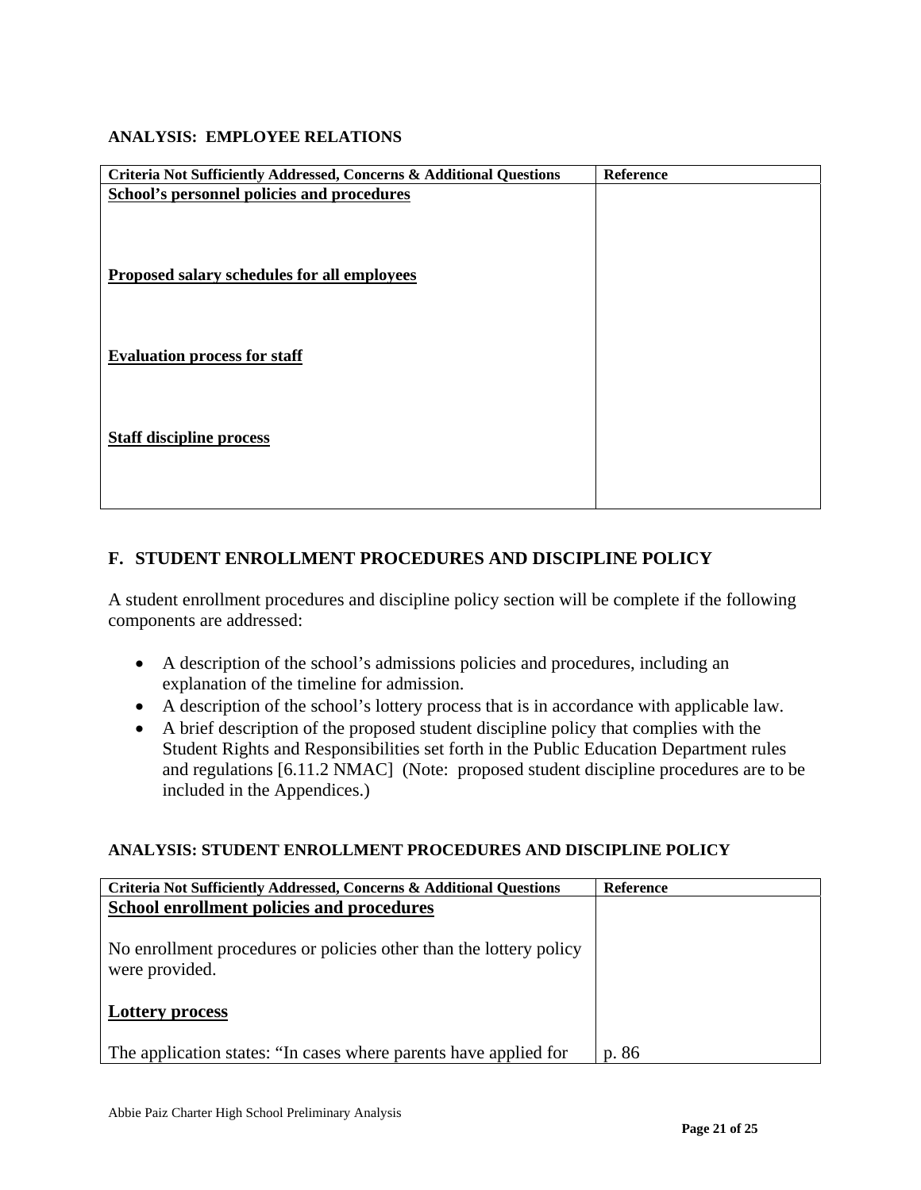**ANALYSIS: EMPLOYEE RELATIONS**

| Criteria Not Sufficiently Addressed, Concerns & Additional Questions | Reference |
|---|---|
| **School's personnel policies and procedures** | |
| **Proposed salary schedules for all employees** | |
| **Evaluation process for staff** | |
| **Staff discipline process** | |

## F. STUDENT ENROLLMENT PROCEDURES AND DISCIPLINE POLICY

A student enrollment procedures and discipline policy section will be complete if the following components are addressed:

- A description of the school's admissions policies and procedures, including an explanation of the timeline for admission.
- A description of the school's lottery process that is in accordance with applicable law.
- A brief description of the proposed student discipline policy that complies with the Student Rights and Responsibilities set forth in the Public Education Department rules and regulations [6.11.2 NMAC] (Note: proposed student discipline procedures are to be included in the Appendices.)

**ANALYSIS: STUDENT ENROLLMENT PROCEDURES AND DISCIPLINE POLICY**

| Criteria Not Sufficiently Addressed, Concerns & Additional Questions | Reference |
|---|---|
| **School enrollment policies and procedures**<br><br>No enrollment procedures or policies other than the lottery policy were provided. | |
| **Lottery process**<br><br>The application states: "In cases where parents have applied for | p. 86 |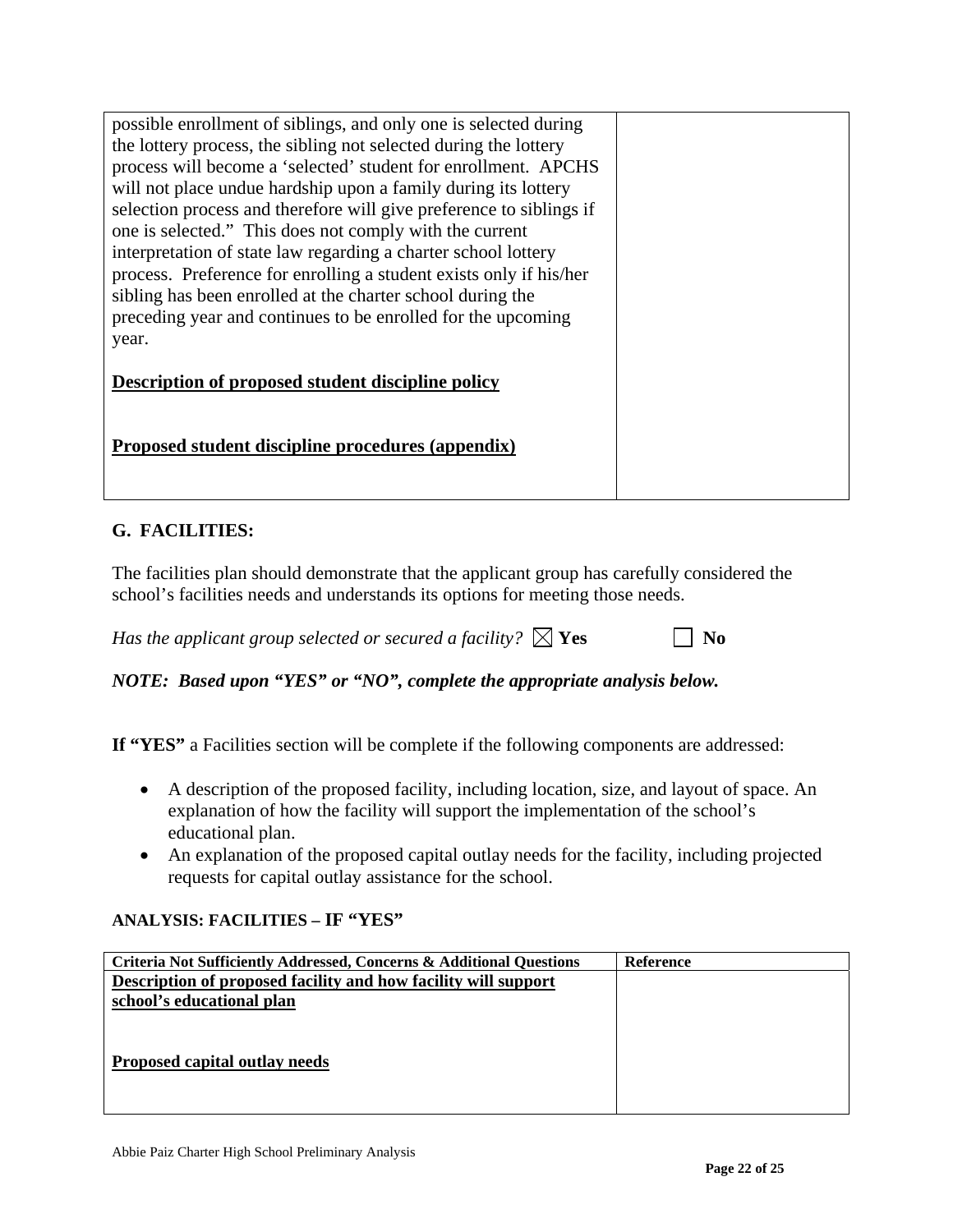| | |
|---|---|
| possible enrollment of siblings, and only one is selected during the lottery process, the sibling not selected during the lottery process will become a 'selected' student for enrollment. APCHS will not place undue hardship upon a family during its lottery selection process and therefore will give preference to siblings if one is selected." This does not comply with the current interpretation of state law regarding a charter school lottery process. Preference for enrolling a student exists only if his/her sibling has been enrolled at the charter school during the preceding year and continues to be enrolled for the upcoming year.<br><br>**Description of proposed student discipline policy**<br><br>**Proposed student discipline procedures (appendix)** | |

## G. FACILITIES:

The facilities plan should demonstrate that the applicant group has carefully considered the school's facilities needs and understands its options for meeting those needs.

*Has the applicant group selected or secured a facility?* ☒ **Yes** ☐ **No**

***NOTE: Based upon "YES" or "NO", complete the appropriate analysis below.***

**If "YES"** a Facilities section will be complete if the following components are addressed:

- A description of the proposed facility, including location, size, and layout of space. An explanation of how the facility will support the implementation of the school's educational plan.
- An explanation of the proposed capital outlay needs for the facility, including projected requests for capital outlay assistance for the school.

**ANALYSIS: FACILITIES – IF "YES"**

| Criteria Not Sufficiently Addressed, Concerns & Additional Questions | Reference |
|---|---|
| **Description of proposed facility and how facility will support school's educational plan**<br><br>**Proposed capital outlay needs** | |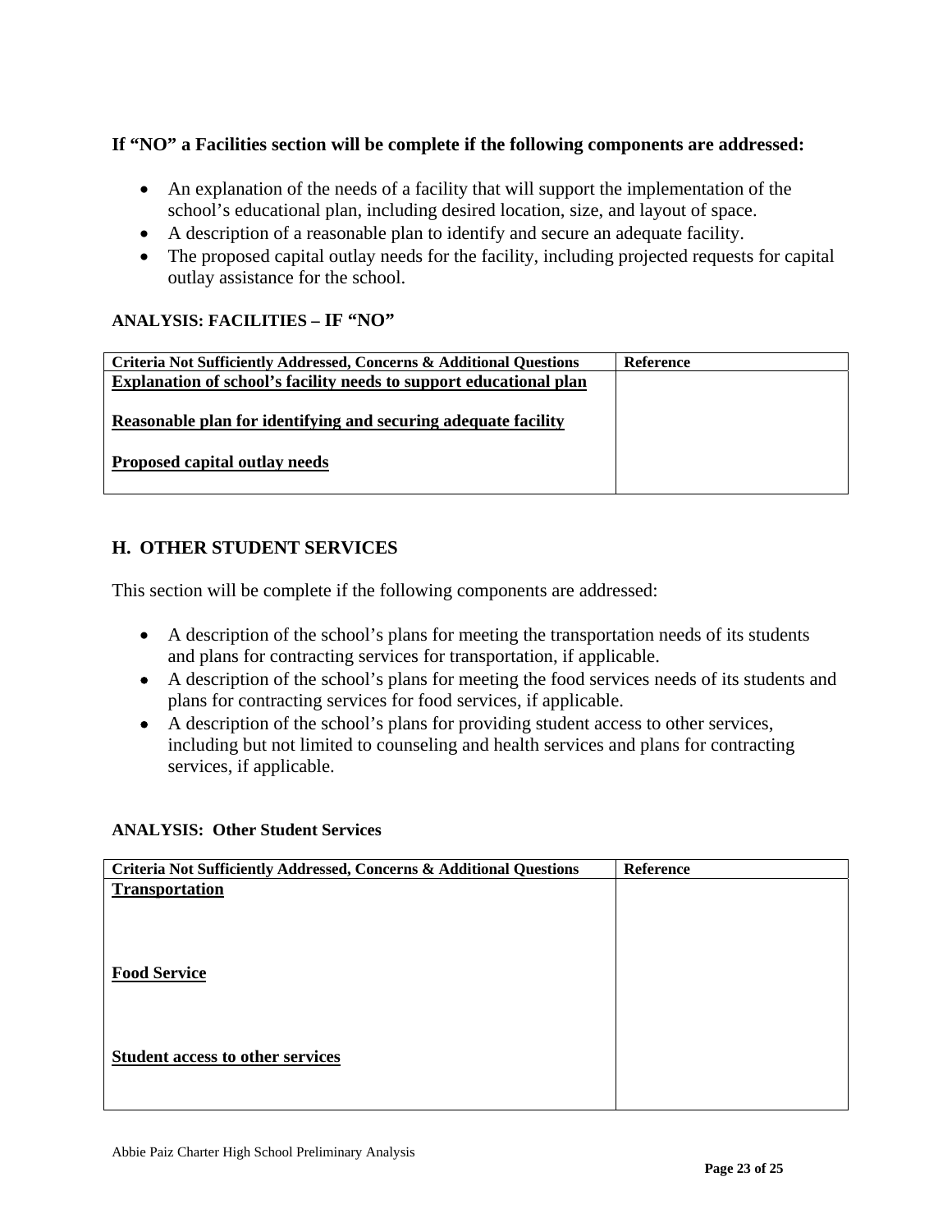**If "NO" a Facilities section will be complete if the following components are addressed:**

- An explanation of the needs of a facility that will support the implementation of the school's educational plan, including desired location, size, and layout of space.
- A description of a reasonable plan to identify and secure an adequate facility.
- The proposed capital outlay needs for the facility, including projected requests for capital outlay assistance for the school.

**ANALYSIS: FACILITIES – IF "NO"**

| Criteria Not Sufficiently Addressed, Concerns & Additional Questions | Reference |
|---|---|
| **Explanation of school's facility needs to support educational plan**<br><br>**Reasonable plan for identifying and securing adequate facility**<br><br>**Proposed capital outlay needs** | |

## H. OTHER STUDENT SERVICES

This section will be complete if the following components are addressed:

- A description of the school's plans for meeting the transportation needs of its students and plans for contracting services for transportation, if applicable.
- A description of the school's plans for meeting the food services needs of its students and plans for contracting services for food services, if applicable.
- A description of the school's plans for providing student access to other services, including but not limited to counseling and health services and plans for contracting services, if applicable.

**ANALYSIS: Other Student Services**

| Criteria Not Sufficiently Addressed, Concerns & Additional Questions | Reference |
|---|---|
| **Transportation**<br><br>**Food Service**<br><br>**Student access to other services** | |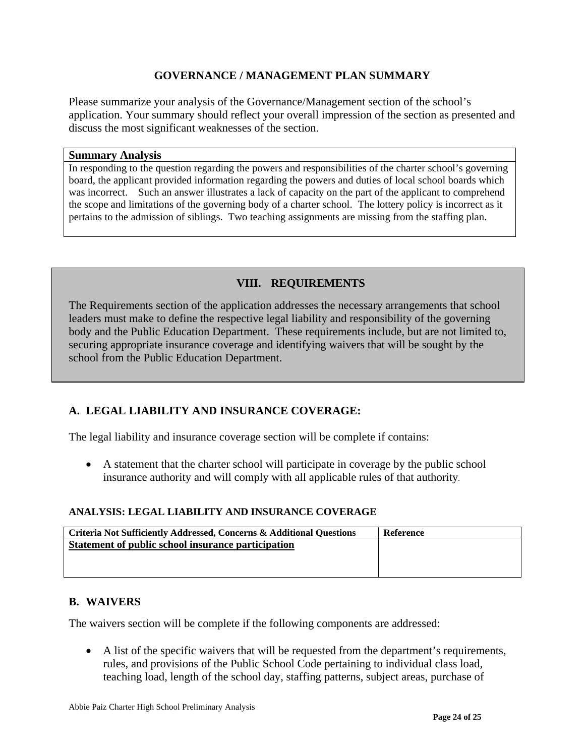## GOVERNANCE / MANAGEMENT PLAN SUMMARY

Please summarize your analysis of the Governance/Management section of the school's application. Your summary should reflect your overall impression of the section as presented and discuss the most significant weaknesses of the section.

| Summary Analysis |
|---|
| In responding to the question regarding the powers and responsibilities of the charter school's governing board, the applicant provided information regarding the powers and duties of local school boards which was incorrect. Such an answer illustrates a lack of capacity on the part of the applicant to comprehend the scope and limitations of the governing body of a charter school. The lottery policy is incorrect as it pertains to the admission of siblings. Two teaching assignments are missing from the staffing plan. |

## VIII. REQUIREMENTS

The Requirements section of the application addresses the necessary arrangements that school leaders must make to define the respective legal liability and responsibility of the governing body and the Public Education Department. These requirements include, but are not limited to, securing appropriate insurance coverage and identifying waivers that will be sought by the school from the Public Education Department.

### A. LEGAL LIABILITY AND INSURANCE COVERAGE:

The legal liability and insurance coverage section will be complete if contains:

- A statement that the charter school will participate in coverage by the public school insurance authority and will comply with all applicable rules of that authority.

#### ANALYSIS: LEGAL LIABILITY AND INSURANCE COVERAGE

| Criteria Not Sufficiently Addressed, Concerns & Additional Questions | Reference |
|---|---|
| **Statement of public school insurance participation** | |

### B. WAIVERS

The waivers section will be complete if the following components are addressed:

- A list of the specific waivers that will be requested from the department's requirements, rules, and provisions of the Public School Code pertaining to individual class load, teaching load, length of the school day, staffing patterns, subject areas, purchase of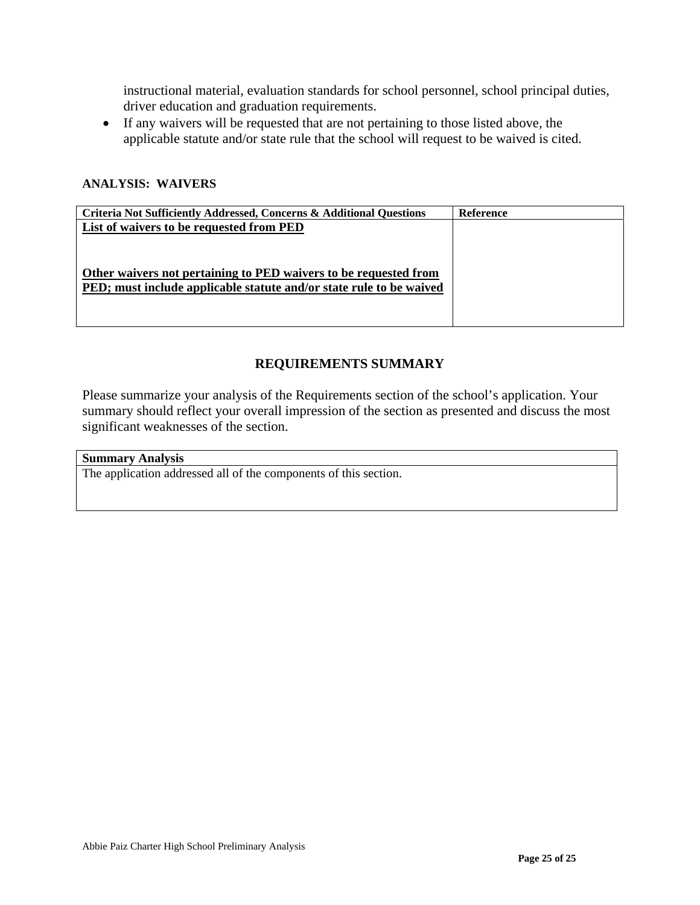instructional material, evaluation standards for school personnel, school principal duties, driver education and graduation requirements.

- If any waivers will be requested that are not pertaining to those listed above, the applicable statute and/or state rule that the school will request to be waived is cited.

**ANALYSIS: WAIVERS**

| Criteria Not Sufficiently Addressed, Concerns & Additional Questions | Reference |
|---|---|
| <u>**List of waivers to be requested from PED**</u><br><br><br><u>**Other waivers not pertaining to PED waivers to be requested from PED; must include applicable statute and/or state rule to be waived**</u> | |

## REQUIREMENTS SUMMARY

Please summarize your analysis of the Requirements section of the school's application. Your summary should reflect your overall impression of the section as presented and discuss the most significant weaknesses of the section.

| Summary Analysis |
|---|
| The application addressed all of the components of this section. |

Abbie Paiz Charter High School Preliminary Analysis